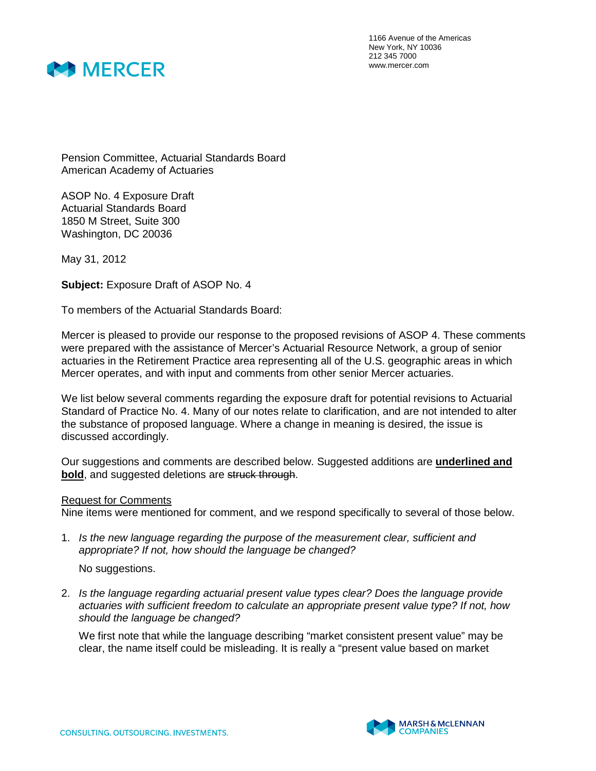1166 Avenue of the Americas
New York, NY 10036
212 345 7000
www.mercer.com

Pension Committee, Actuarial Standards Board
American Academy of Actuaries

ASOP No. 4 Exposure Draft
Actuarial Standards Board
1850 M Street, Suite 300
Washington, DC 20036

May 31, 2012

**Subject:** Exposure Draft of ASOP No. 4

To members of the Actuarial Standards Board:

Mercer is pleased to provide our response to the proposed revisions of ASOP 4. These comments were prepared with the assistance of Mercer's Actuarial Resource Network, a group of senior actuaries in the Retirement Practice area representing all of the U.S. geographic areas in which Mercer operates, and with input and comments from other senior Mercer actuaries.

We list below several comments regarding the exposure draft for potential revisions to Actuarial Standard of Practice No. 4. Many of our notes relate to clarification, and are not intended to alter the substance of proposed language. Where a change in meaning is desired, the issue is discussed accordingly.

Our suggestions and comments are described below. Suggested additions are **<u>underlined and bold</u>**, and suggested deletions are ~~struck through~~.

<u>Request for Comments</u>
Nine items were mentioned for comment, and we respond specifically to several of those below.

1. *Is the new language regarding the purpose of the measurement clear, sufficient and appropriate? If not, how should the language be changed?*

   No suggestions.

2. *Is the language regarding actuarial present value types clear? Does the language provide actuaries with sufficient freedom to calculate an appropriate present value type? If not, how should the language be changed?*

   We first note that while the language describing "market consistent present value" may be clear, the name itself could be misleading. It is really a "present value based on market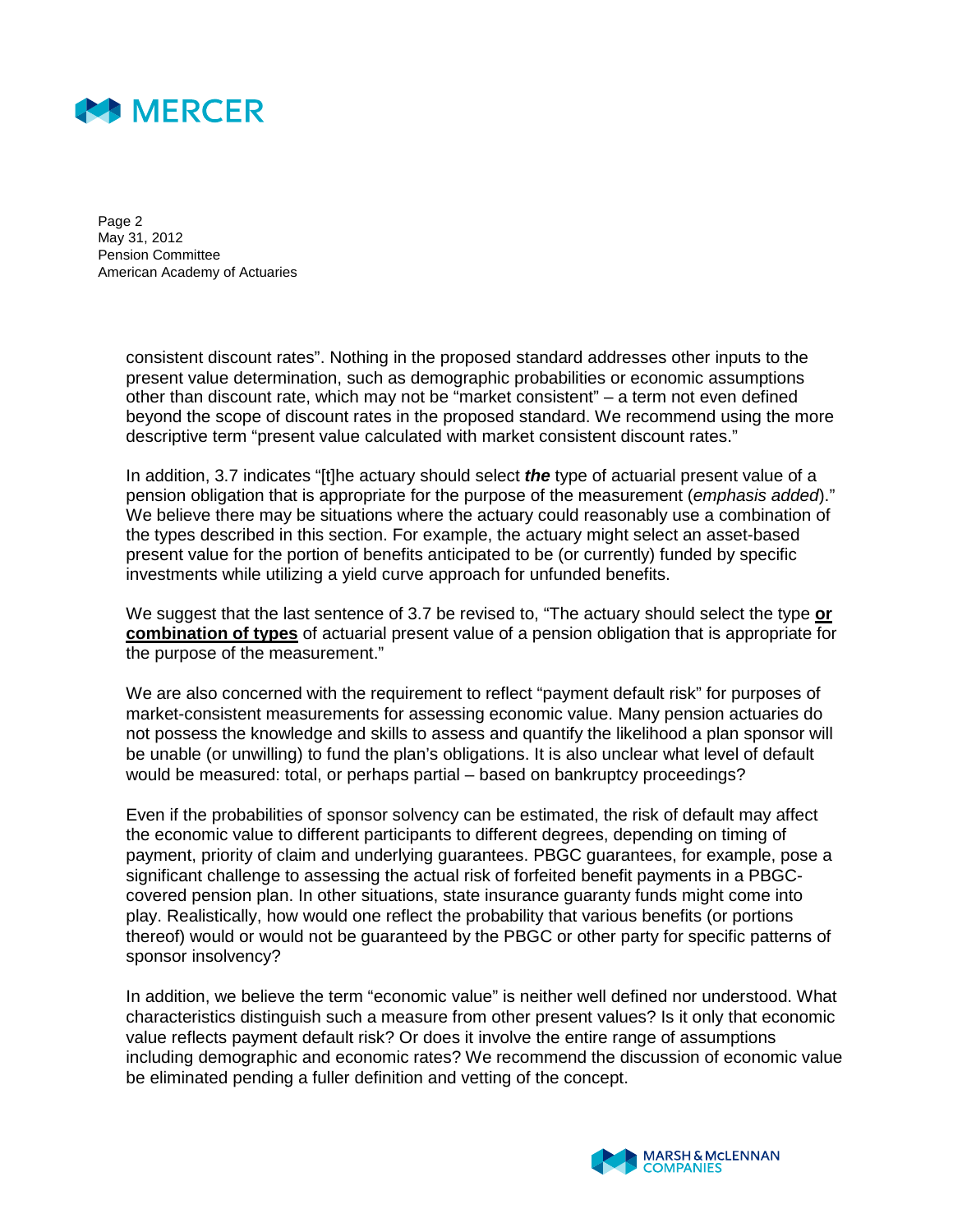consistent discount rates". Nothing in the proposed standard addresses other inputs to the present value determination, such as demographic probabilities or economic assumptions other than discount rate, which may not be "market consistent" – a term not even defined beyond the scope of discount rates in the proposed standard. We recommend using the more descriptive term "present value calculated with market consistent discount rates."

In addition, 3.7 indicates "[t]he actuary should select ***the*** type of actuarial present value of a pension obligation that is appropriate for the purpose of the measurement (*emphasis added*)." We believe there may be situations where the actuary could reasonably use a combination of the types described in this section. For example, the actuary might select an asset-based present value for the portion of benefits anticipated to be (or currently) funded by specific investments while utilizing a yield curve approach for unfunded benefits.

We suggest that the last sentence of 3.7 be revised to, "The actuary should select the type <u>**or combination of types**</u> of actuarial present value of a pension obligation that is appropriate for the purpose of the measurement."

We are also concerned with the requirement to reflect "payment default risk" for purposes of market-consistent measurements for assessing economic value. Many pension actuaries do not possess the knowledge and skills to assess and quantify the likelihood a plan sponsor will be unable (or unwilling) to fund the plan's obligations. It is also unclear what level of default would be measured: total, or perhaps partial – based on bankruptcy proceedings?

Even if the probabilities of sponsor solvency can be estimated, the risk of default may affect the economic value to different participants to different degrees, depending on timing of payment, priority of claim and underlying guarantees. PBGC guarantees, for example, pose a significant challenge to assessing the actual risk of forfeited benefit payments in a PBGC-covered pension plan. In other situations, state insurance guaranty funds might come into play. Realistically, how would one reflect the probability that various benefits (or portions thereof) would or would not be guaranteed by the PBGC or other party for specific patterns of sponsor insolvency?

In addition, we believe the term "economic value" is neither well defined nor understood. What characteristics distinguish such a measure from other present values? Is it only that economic value reflects payment default risk? Or does it involve the entire range of assumptions including demographic and economic rates? We recommend the discussion of economic value be eliminated pending a fuller definition and vetting of the concept.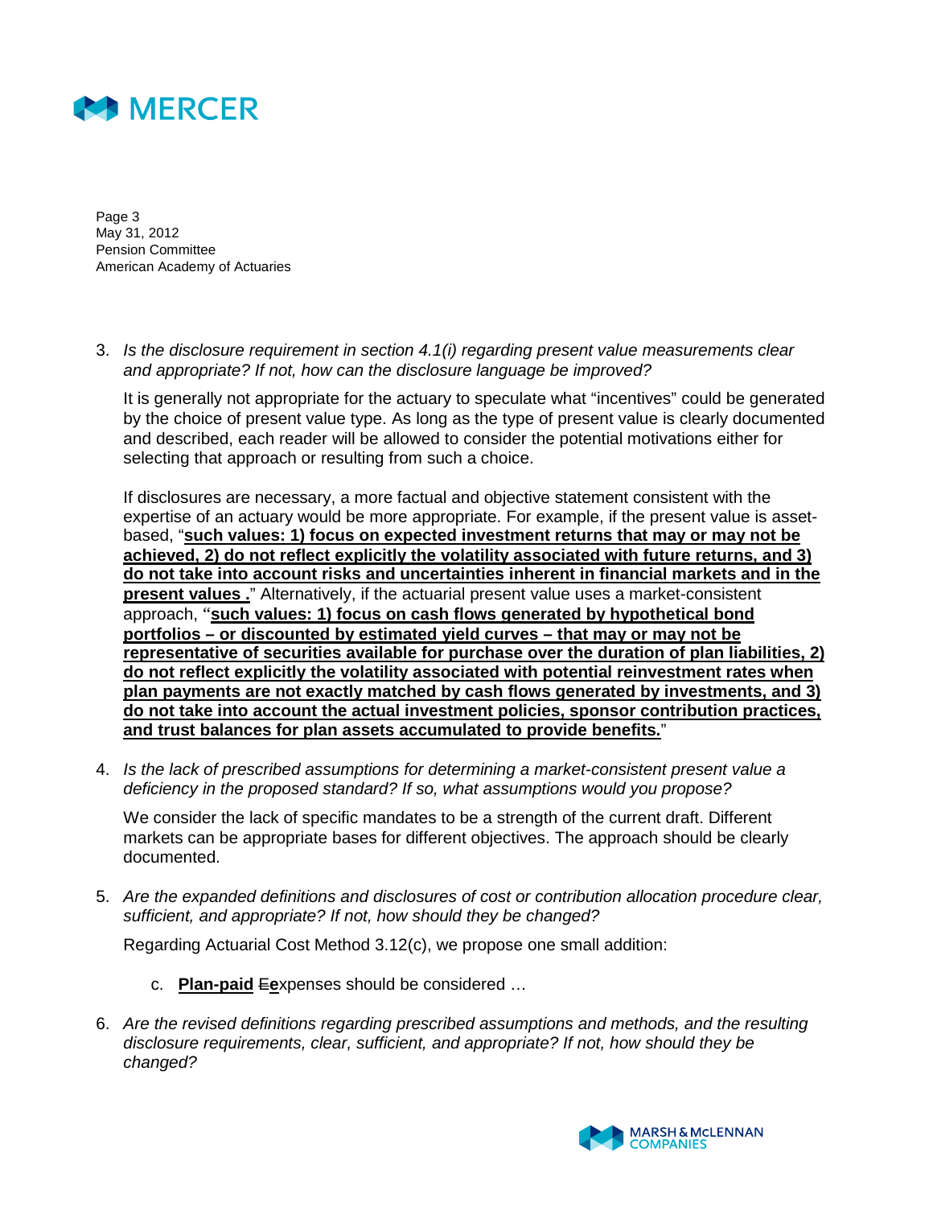3. *Is the disclosure requirement in section 4.1(i) regarding present value measurements clear and appropriate? If not, how can the disclosure language be improved?*

   It is generally not appropriate for the actuary to speculate what "incentives" could be generated by the choice of present value type. As long as the type of present value is clearly documented and described, each reader will be allowed to consider the potential motivations either for selecting that approach or resulting from such a choice.

   If disclosures are necessary, a more factual and objective statement consistent with the expertise of an actuary would be more appropriate. For example, if the present value is asset-based, "**<u>such values: 1) focus on expected investment returns that may or may not be achieved, 2) do not reflect explicitly the volatility associated with future returns, and 3) do not take into account risks and uncertainties inherent in financial markets and in the present values .</u>**" Alternatively, if the actuarial present value uses a market-consistent approach, "**<u>such values: 1) focus on cash flows generated by hypothetical bond portfolios – or discounted by estimated yield curves – that may or may not be representative of securities available for purchase over the duration of plan liabilities, 2) do not reflect explicitly the volatility associated with potential reinvestment rates when plan payments are not exactly matched by cash flows generated by investments, and 3) do not take into account the actual investment policies, sponsor contribution practices, and trust balances for plan assets accumulated to provide benefits.</u>**"

4. *Is the lack of prescribed assumptions for determining a market-consistent present value a deficiency in the proposed standard? If so, what assumptions would you propose?*

   We consider the lack of specific mandates to be a strength of the current draft. Different markets can be appropriate bases for different objectives. The approach should be clearly documented.

5. *Are the expanded definitions and disclosures of cost or contribution allocation procedure clear, sufficient, and appropriate? If not, how should they be changed?*

   Regarding Actuarial Cost Method 3.12(c), we propose one small addition:

   c. **<u>Plan-paid</u>** ~~E~~**<u>e</u>**xpenses should be considered …

6. *Are the revised definitions regarding prescribed assumptions and methods, and the resulting disclosure requirements, clear, sufficient, and appropriate? If not, how should they be changed?*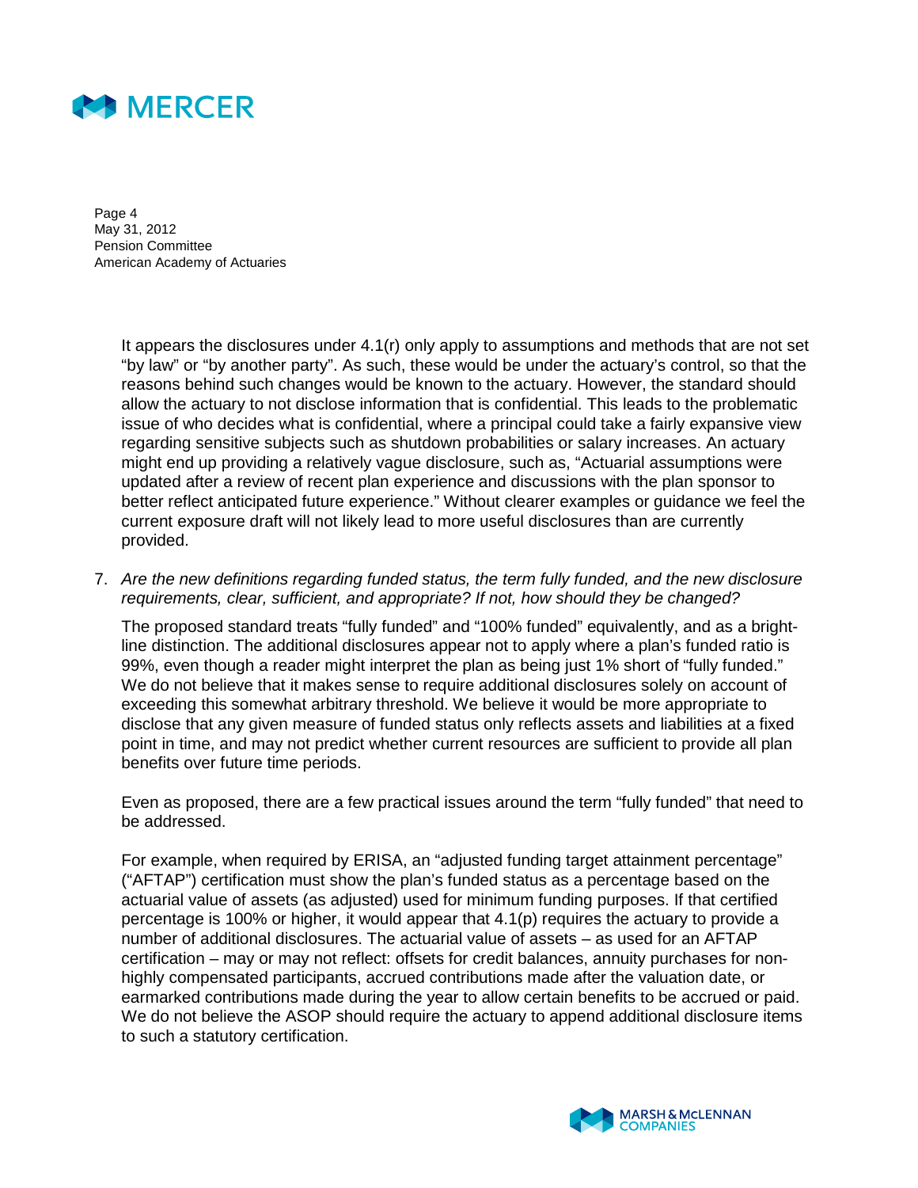It appears the disclosures under 4.1(r) only apply to assumptions and methods that are not set "by law" or "by another party". As such, these would be under the actuary's control, so that the reasons behind such changes would be known to the actuary. However, the standard should allow the actuary to not disclose information that is confidential. This leads to the problematic issue of who decides what is confidential, where a principal could take a fairly expansive view regarding sensitive subjects such as shutdown probabilities or salary increases. An actuary might end up providing a relatively vague disclosure, such as, "Actuarial assumptions were updated after a review of recent plan experience and discussions with the plan sponsor to better reflect anticipated future experience." Without clearer examples or guidance we feel the current exposure draft will not likely lead to more useful disclosures than are currently provided.

7. *Are the new definitions regarding funded status, the term fully funded, and the new disclosure requirements, clear, sufficient, and appropriate? If not, how should they be changed?*

   The proposed standard treats "fully funded" and "100% funded" equivalently, and as a bright-line distinction. The additional disclosures appear not to apply where a plan's funded ratio is 99%, even though a reader might interpret the plan as being just 1% short of "fully funded." We do not believe that it makes sense to require additional disclosures solely on account of exceeding this somewhat arbitrary threshold. We believe it would be more appropriate to disclose that any given measure of funded status only reflects assets and liabilities at a fixed point in time, and may not predict whether current resources are sufficient to provide all plan benefits over future time periods.

   Even as proposed, there are a few practical issues around the term "fully funded" that need to be addressed.

   For example, when required by ERISA, an "adjusted funding target attainment percentage" ("AFTAP") certification must show the plan's funded status as a percentage based on the actuarial value of assets (as adjusted) used for minimum funding purposes. If that certified percentage is 100% or higher, it would appear that 4.1(p) requires the actuary to provide a number of additional disclosures. The actuarial value of assets – as used for an AFTAP certification – may or may not reflect: offsets for credit balances, annuity purchases for non-highly compensated participants, accrued contributions made after the valuation date, or earmarked contributions made during the year to allow certain benefits to be accrued or paid. We do not believe the ASOP should require the actuary to append additional disclosure items to such a statutory certification.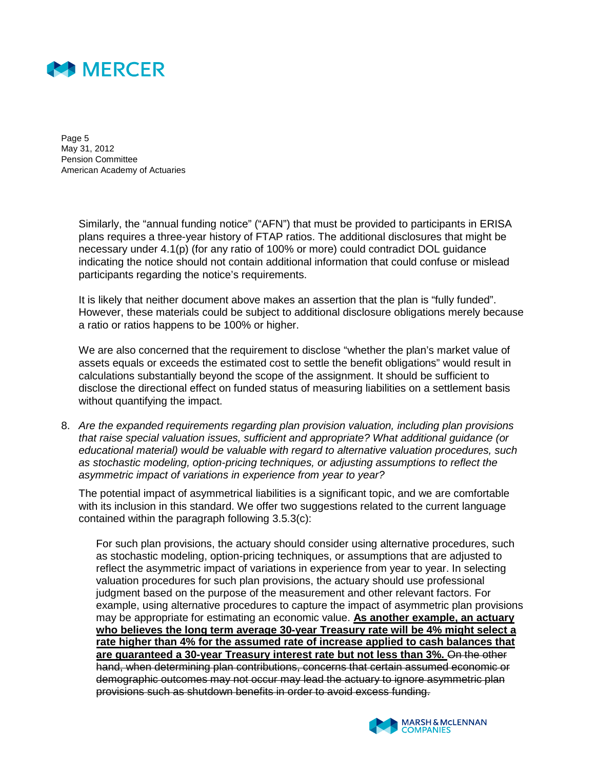Similarly, the "annual funding notice" ("AFN") that must be provided to participants in ERISA plans requires a three-year history of FTAP ratios. The additional disclosures that might be necessary under 4.1(p) (for any ratio of 100% or more) could contradict DOL guidance indicating the notice should not contain additional information that could confuse or mislead participants regarding the notice's requirements.

It is likely that neither document above makes an assertion that the plan is "fully funded". However, these materials could be subject to additional disclosure obligations merely because a ratio or ratios happens to be 100% or higher.

We are also concerned that the requirement to disclose "whether the plan's market value of assets equals or exceeds the estimated cost to settle the benefit obligations" would result in calculations substantially beyond the scope of the assignment. It should be sufficient to disclose the directional effect on funded status of measuring liabilities on a settlement basis without quantifying the impact.

8. *Are the expanded requirements regarding plan provision valuation, including plan provisions that raise special valuation issues, sufficient and appropriate? What additional guidance (or educational material) would be valuable with regard to alternative valuation procedures, such as stochastic modeling, option-pricing techniques, or adjusting assumptions to reflect the asymmetric impact of variations in experience from year to year?*

   The potential impact of asymmetrical liabilities is a significant topic, and we are comfortable with its inclusion in this standard. We offer two suggestions related to the current language contained within the paragraph following 3.5.3(c):

   > For such plan provisions, the actuary should consider using alternative procedures, such as stochastic modeling, option-pricing techniques, or assumptions that are adjusted to reflect the asymmetric impact of variations in experience from year to year. In selecting valuation procedures for such plan provisions, the actuary should use professional judgment based on the purpose of the measurement and other relevant factors. For example, using alternative procedures to capture the impact of asymmetric plan provisions may be appropriate for estimating an economic value. <u>**As another example, an actuary who believes the long term average 30-year Treasury rate will be 4% might select a rate higher than 4% for the assumed rate of increase applied to cash balances that are guaranteed a 30-year Treasury interest rate but not less than 3%.**</u> ~~On the other hand, when determining plan contributions, concerns that certain assumed economic or demographic outcomes may not occur may lead the actuary to ignore asymmetric plan provisions such as shutdown benefits in order to avoid excess funding.~~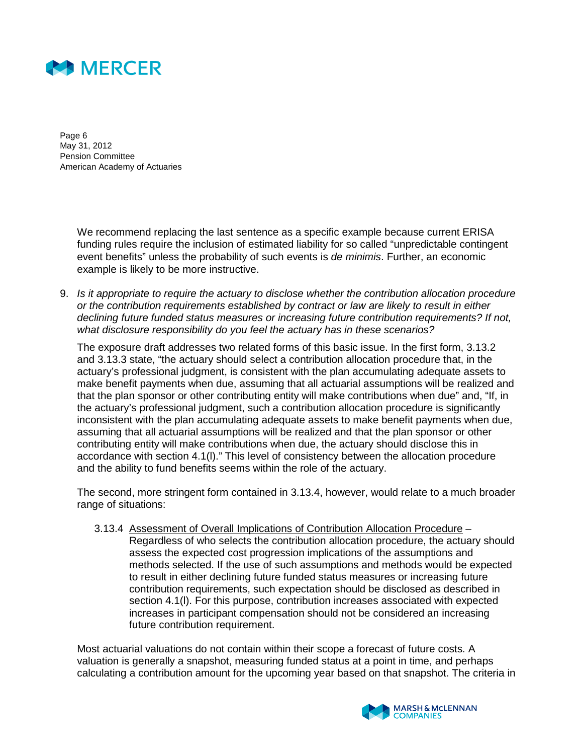We recommend replacing the last sentence as a specific example because current ERISA funding rules require the inclusion of estimated liability for so called "unpredictable contingent event benefits" unless the probability of such events is *de minimis*. Further, an economic example is likely to be more instructive.

9. *Is it appropriate to require the actuary to disclose whether the contribution allocation procedure or the contribution requirements established by contract or law are likely to result in either declining future funded status measures or increasing future contribution requirements? If not, what disclosure responsibility do you feel the actuary has in these scenarios?*

   The exposure draft addresses two related forms of this basic issue. In the first form, 3.13.2 and 3.13.3 state, "the actuary should select a contribution allocation procedure that, in the actuary's professional judgment, is consistent with the plan accumulating adequate assets to make benefit payments when due, assuming that all actuarial assumptions will be realized and that the plan sponsor or other contributing entity will make contributions when due" and, "If, in the actuary's professional judgment, such a contribution allocation procedure is significantly inconsistent with the plan accumulating adequate assets to make benefit payments when due, assuming that all actuarial assumptions will be realized and that the plan sponsor or other contributing entity will make contributions when due, the actuary should disclose this in accordance with section 4.1(l)." This level of consistency between the allocation procedure and the ability to fund benefits seems within the role of the actuary.

   The second, more stringent form contained in 3.13.4, however, would relate to a much broader range of situations:

   > 3.13.4 Assessment of Overall Implications of Contribution Allocation Procedure – Regardless of who selects the contribution allocation procedure, the actuary should assess the expected cost progression implications of the assumptions and methods selected. If the use of such assumptions and methods would be expected to result in either declining future funded status measures or increasing future contribution requirements, such expectation should be disclosed as described in section 4.1(l). For this purpose, contribution increases associated with expected increases in participant compensation should not be considered an increasing future contribution requirement.

   Most actuarial valuations do not contain within their scope a forecast of future costs. A valuation is generally a snapshot, measuring funded status at a point in time, and perhaps calculating a contribution amount for the upcoming year based on that snapshot. The criteria in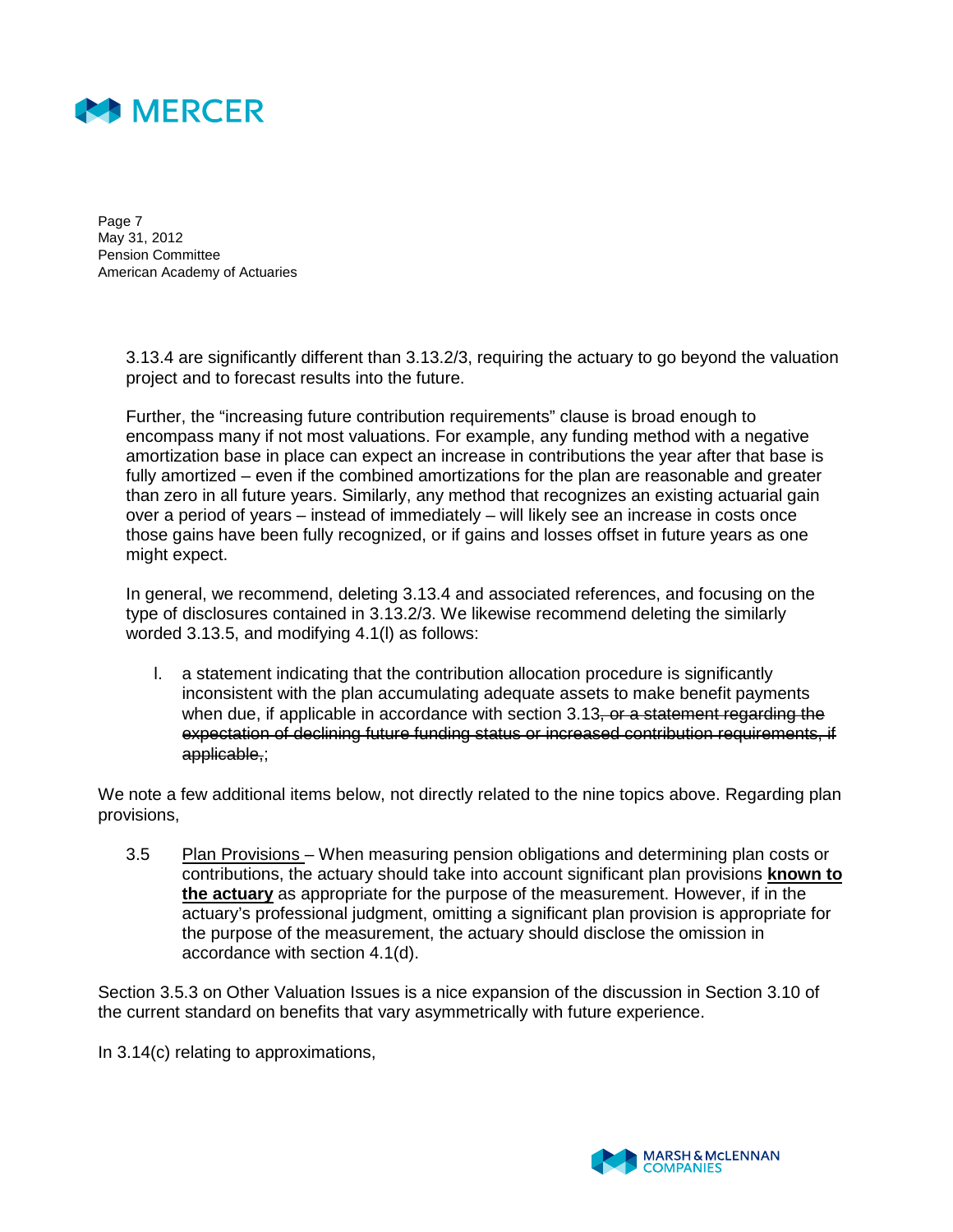3.13.4 are significantly different than 3.13.2/3, requiring the actuary to go beyond the valuation project and to forecast results into the future.

Further, the "increasing future contribution requirements" clause is broad enough to encompass many if not most valuations. For example, any funding method with a negative amortization base in place can expect an increase in contributions the year after that base is fully amortized – even if the combined amortizations for the plan are reasonable and greater than zero in all future years. Similarly, any method that recognizes an existing actuarial gain over a period of years – instead of immediately – will likely see an increase in costs once those gains have been fully recognized, or if gains and losses offset in future years as one might expect.

In general, we recommend, deleting 3.13.4 and associated references, and focusing on the type of disclosures contained in 3.13.2/3. We likewise recommend deleting the similarly worded 3.13.5, and modifying 4.1(l) as follows:

> l. a statement indicating that the contribution allocation procedure is significantly inconsistent with the plan accumulating adequate assets to make benefit payments when due, if applicable in accordance with section 3.13~~, or a statement regarding the expectation of declining future funding status or increased contribution requirements, if applicable,~~;

We note a few additional items below, not directly related to the nine topics above. Regarding plan provisions,

> 3.5 Plan Provisions – When measuring pension obligations and determining plan costs or contributions, the actuary should take into account significant plan provisions **known to the actuary** as appropriate for the purpose of the measurement. However, if in the actuary's professional judgment, omitting a significant plan provision is appropriate for the purpose of the measurement, the actuary should disclose the omission in accordance with section 4.1(d).

Section 3.5.3 on Other Valuation Issues is a nice expansion of the discussion in Section 3.10 of the current standard on benefits that vary asymmetrically with future experience.

In 3.14(c) relating to approximations,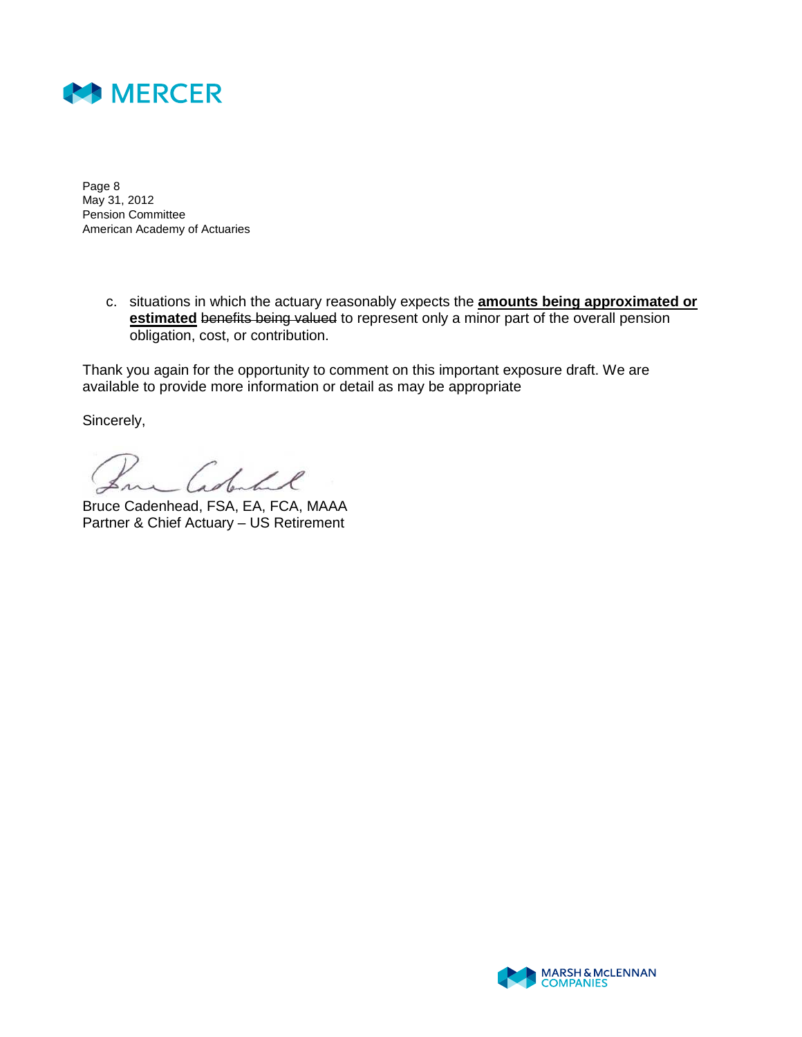c. situations in which the actuary reasonably expects the **<u>amounts being approximated or estimated</u>** ~~benefits being valued~~ to represent only a minor part of the overall pension obligation, cost, or contribution.

Thank you again for the opportunity to comment on this important exposure draft. We are available to provide more information or detail as may be appropriate

Sincerely,

Bruce Cadenhead, FSA, EA, FCA, MAAA
Partner & Chief Actuary – US Retirement